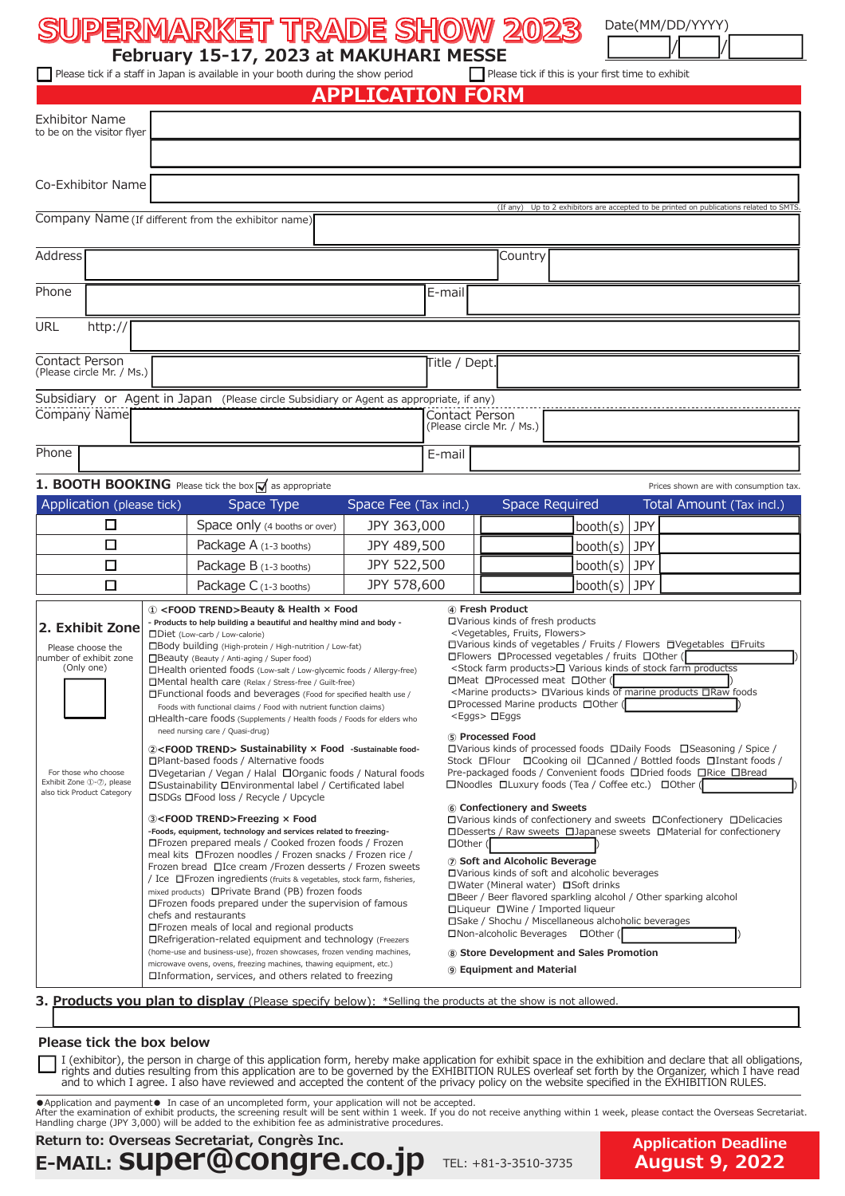# SUPERMARKET TRADE SHOW 2023

**February 15-17, 2023 at MAKUHARI MESSE**

Date(MM/DD/YYYY) ____/____/____

☐ Please tick if a staff in Japan is available in your booth during the show period

☐ Please tick if this is your first time to exhibit

## APPLICATION FORM

| | |
|---|---|
| Exhibitor Name to be on the visitor flyer | |
| | |
| Co-Exhibitor Name | |

(If any) Up to 2 exhibitors are accepted to be printed on publications related to SMTS.

| | | | |
|---|---|---|---|
| Company Name (If different from the exhibitor name) | | | |
| Address | | Country | |
| Phone | | E-mail | |
| URL | http:// | | |
| Contact Person (Please circle Mr. / Ms.) | | Title / Dept. | |

Subsidiary or Agent in Japan (Please circle Subsidiary or Agent as appropriate, if any)

| | | | |
|---|---|---|---|
| Company Name | | Contact Person (Please circle Mr. / Ms.) | |
| Phone | | E-mail | |

### 1. BOOTH BOOKING

Please tick the box ☑ as appropriate

Prices shown are with consumption tax.

| Application (please tick) | Space Type | Space Fee (Tax incl.) | Space Required | Total Amount (Tax incl.) |
|---|---|---|---|---|
| ☐ | Space only (4 booths or over) | JPY 363,000 | booth(s) | JPY |
| ☐ | Package A (1-3 booths) | JPY 489,500 | booth(s) | JPY |
| ☐ | Package B (1-3 booths) | JPY 522,500 | booth(s) | JPY |
| ☐ | Package C (1-3 booths) | JPY 578,600 | booth(s) | JPY |

### 2. Exhibit Zone

Please choose the number of exhibit zone (Only one)

☐

For those who choose Exhibit Zone ①-⑦, please also tick Product Category

**① <FOOD TREND>Beauty & Health × Food**

- Products to help building a beautiful and healthy mind and body -

☐Diet (Low-carb / Low-calorie)
☐Body building (High-protein / High-nutrition / Low-fat)
☐Beauty (Beauty / Anti-aging / Super food)
☐Health oriented foods (Low-salt / Low-glycemic foods / Allergy-free)
☐Mental health care (Relax / Stress-free / Guilt-free)
☐Functional foods and beverages (Food for specified health use / Foods with functional claims / Food with nutrient function claims)
☐Health-care foods (Supplements / Health foods / Foods for elders who need nursing care / Quasi-drug)

**②<FOOD TREND> Sustainability × Food** -Sustainable food-

☐Plant-based foods / Alternative foods
☐Vegetarian / Vegan / Halal ☐Organic foods / Natural foods
☐Sustainability ☐Environmental label / Certificated label
☐SDGs ☐Food loss / Recycle / Upcycle

**③<FOOD TREND>Freezing × Food**

-Foods, equipment, technology and services related to freezing-

☐Frozen prepared meals / Cooked frozen foods / Frozen meal kits ☐Frozen noodles / Frozen snacks / Frozen rice / Frozen bread ☐Ice cream /Frozen desserts / Frozen sweets / Ice ☐Frozen ingredients (fruits & vegetables, stock farm, fisheries, mixed products) ☐Private Brand (PB) frozen foods
☐Frozen foods prepared under the supervision of famous chefs and restaurants
☐Frozen meals of local and regional products
☐Refrigeration-related equipment and technology (Freezers (home-use and business-use), frozen showcases, frozen vending machines, microwave ovens, ovens, freezing machines, thawing equipment, etc.)
☐Information, services, and others related to freezing

**④ Fresh Product**

☐Various kinds of fresh products
<Vegetables, Fruits, Flowers>
☐Various kinds of vegetables / Fruits / Flowers ☐Vegetables ☐Fruits
☐Flowers ☐Processed vegetables / fruits ☐Other ( )
<Stock farm products>☐ Various kinds of stock farm productss
☐Meat ☐Processed meat ☐Other ( )
<Marine products> ☐Various kinds of marine products ☐Raw foods
☐Processed Marine products ☐Other ( )
<Eggs> ☐Eggs

**⑤ Processed Food**

☐Various kinds of processed foods ☐Daily Foods ☐Seasoning / Spice / Stock ☐Flour ☐Cooking oil ☐Canned / Bottled foods ☐Instant foods / Pre-packaged foods / Convenient foods ☐Dried foods ☐Rice ☐Bread
☐Noodles ☐Luxury foods (Tea / Coffee etc.) ☐Other ( )

**⑥ Confectionery and Sweets**

☐Various kinds of confectionery and sweets ☐Confectionery ☐Delicacies
☐Desserts / Raw sweets ☐Japanese sweets ☐Material for confectionery
☐Other ( )

**⑦ Soft and Alcoholic Beverage**

☐Various kinds of soft and alcoholic beverages
☐Water (Mineral water) ☐Soft drinks
☐Beer / Beer flavored sparkling alcohol / Other sparking alcohol
☐Liqueur ☐Wine / Imported liqueur
☐Sake / Shochu / Miscellaneous alcoholic beverages
☐Non-alcoholic Beverages ☐Other ( )

**⑧ Store Development and Sales Promotion**

**⑨ Equipment and Material**

### 3. Products you plan to display (Please specify below): *Selling the products at the show is not allowed.

### Please tick the box below

☐ I (exhibitor), the person in charge of this application form, hereby make application for exhibit space in the exhibition and declare that all obligations, rights and duties resulting from this application are to be governed by the EXHIBITION RULES overleaf set forth by the Organizer, which I have read and to which I agree. I also have reviewed and accepted the content of the privacy policy on the website specified in the EXHIBITION RULES.

●Application and payment● In case of an uncompleted form, your application will not be accepted.
After the examination of exhibit products, the screening result will be sent within 1 week. If you do not receive anything within 1 week, please contact the Overseas Secretariat.
Handling charge (JPY 3,000) will be added to the exhibition fee as administrative procedures.

**Return to: Overseas Secretariat, Congrès Inc.**

**E-MAIL: super@congre.co.jp** TEL: +81-3-3510-3735

**Application Deadline August 9, 2022**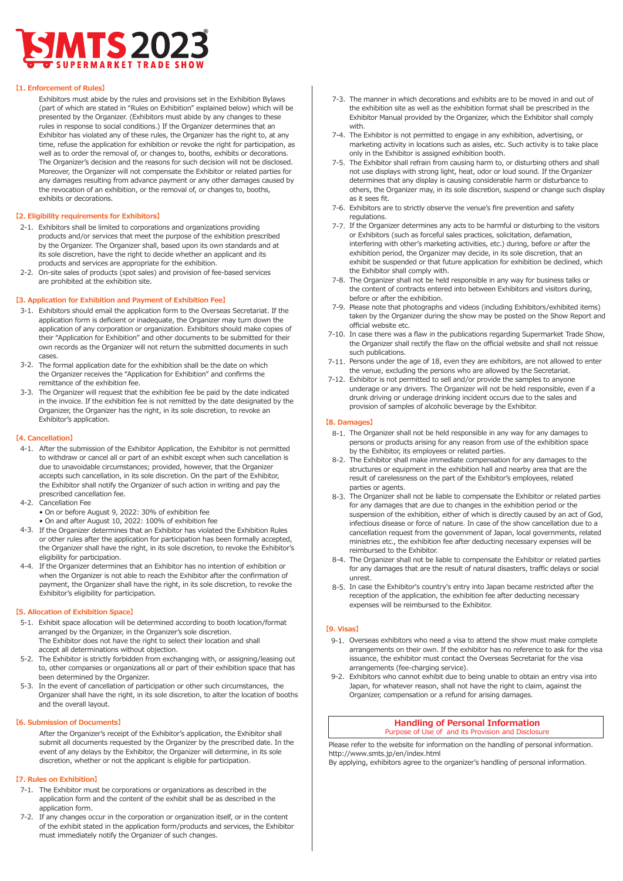# SMTS 2023 SUPERMARKET TRADE SHOW

## 【1. Enforcement of Rules】

Exhibitors must abide by the rules and provisions set in the Exhibition Bylaws (part of which are stated in "Rules on Exhibition" explained below) which will be presented by the Organizer. (Exhibitors must abide by any changes to these rules in response to social conditions.) If the Organizer determines that an Exhibitor has violated any of these rules, the Organizer has the right to, at any time, refuse the application for exhibition or revoke the right for participation, as well as to order the removal of, or changes to, booths, exhibits or decorations. The Organizer's decision and the reasons for such decision will not be disclosed. Moreover, the Organizer will not compensate the Exhibitor or related parties for any damages resulting from advance payment or any other damages caused by the revocation of an exhibition, or the removal of, or changes to, booths, exhibits or decorations.

## 【2. Eligibility requirements for Exhibitors】

2-1. Exhibitors shall be limited to corporations and organizations providing products and/or services that meet the purpose of the exhibition prescribed by the Organizer. The Organizer shall, based upon its own standards and at its sole discretion, have the right to decide whether an applicant and its products and services are appropriate for the exhibition.

2-2. On-site sales of products (spot sales) and provision of fee-based services are prohibited at the exhibition site.

## 【3. Application for Exhibition and Payment of Exhibition Fee】

3-1. Exhibitors should email the application form to the Overseas Secretariat. If the application form is deficient or inadequate, the Organizer may turn down the application of any corporation or organization. Exhibitors should make copies of their "Application for Exhibition" and other documents to be submitted for their own records as the Organizer will not return the submitted documents in such cases.

3-2. The formal application date for the exhibition shall be the date on which the Organizer receives the "Application for Exhibition" and confirms the remittance of the exhibition fee.

3-3. The Organizer will request that the exhibition fee be paid by the date indicated in the invoice. If the exhibition fee is not remitted by the date designated by the Organizer, the Organizer has the right, in its sole discretion, to revoke an Exhibitor's application.

## 【4. Cancellation】

4-1. After the submission of the Exhibitor Application, the Exhibitor is not permitted to withdraw or cancel all or part of an exhibit except when such cancellation is due to unavoidable circumstances; provided, however, that the Organizer accepts such cancellation, in its sole discretion. On the part of the Exhibitor, the Exhibitor shall notify the Organizer of such action in writing and pay the prescribed cancellation fee.

4-2. Cancellation Fee
- On or before August 9, 2022: 30% of exhibition fee
- On and after August 10, 2022: 100% of exhibition fee

4-3. If the Organizer determines that an Exhibitor has violated the Exhibition Rules or other rules after the application for participation has been formally accepted, the Organizer shall have the right, in its sole discretion, to revoke the Exhibitor's eligibility for participation.

4-4. If the Organizer determines that an Exhibitor has no intention of exhibition or when the Organizer is not able to reach the Exhibitor after the confirmation of payment, the Organizer shall have the right, in its sole discretion, to revoke the Exhibitor's eligibility for participation.

## 【5. Allocation of Exhibition Space】

5-1. Exhibit space allocation will be determined according to booth location/format arranged by the Organizer, in the Organizer's sole discretion. The Exhibitor does not have the right to select their location and shall accept all determinations without objection.

5-2. The Exhibitor is strictly forbidden from exchanging with, or assigning/leasing out to, other companies or organizations all or part of their exhibition space that has been determined by the Organizer.

5-3. In the event of cancellation of participation or other such circumstances, the Organizer shall have the right, in its sole discretion, to alter the location of booths and the overall layout.

## 【6. Submission of Documents】

After the Organizer's receipt of the Exhibitor's application, the Exhibitor shall submit all documents requested by the Organizer by the prescribed date. In the event of any delays by the Exhibitor, the Organizer will determine, in its sole discretion, whether or not the applicant is eligible for participation.

## 【7. Rules on Exhibition】

7-1. The Exhibitor must be corporations or organizations as described in the application form and the content of the exhibit shall be as described in the application form.

7-2. If any changes occur in the corporation or organization itself, or in the content of the exhibit stated in the application form/products and services, the Exhibitor must immediately notify the Organizer of such changes.

7-3. The manner in which decorations and exhibits are to be moved in and out of the exhibition site as well as the exhibition format shall be prescribed in the Exhibitor Manual provided by the Organizer, which the Exhibitor shall comply with.

7-4. The Exhibitor is not permitted to engage in any exhibition, advertising, or marketing activity in locations such as aisles, etc. Such activity is to take place only in the Exhibitor is assigned exhibition booth.

7-5. The Exhibitor shall refrain from causing harm to, or disturbing others and shall not use displays with strong light, heat, odor or loud sound. If the Organizer determines that any display is causing considerable harm or disturbance to others, the Organizer may, in its sole discretion, suspend or change such display as it sees fit.

7-6. Exhibitors are to strictly observe the venue's fire prevention and safety regulations.

7-7. If the Organizer determines any acts to be harmful or disturbing to the visitors or Exhibitors (such as forceful sales practices, solicitation, defamation, interfering with other's marketing activities, etc.) during, before or after the exhibition period, the Organizer may decide, in its sole discretion, that an exhibit be suspended or that future application for exhibition be declined, which the Exhibitor shall comply with.

7-8. The Organizer shall not be held responsible in any way for business talks or the content of contracts entered into between Exhibitors and visitors during, before or after the exhibition.

7-9. Please note that photographs and videos (including Exhibitors/exhibited items) taken by the Organizer during the show may be posted on the Show Report and official website etc.

7-10. In case there was a flaw in the publications regarding Supermarket Trade Show, the Organizer shall rectify the flaw on the official website and shall not reissue such publications.

7-11. Persons under the age of 18, even they are exhibitors, are not allowed to enter the venue, excluding the persons who are allowed by the Secretariat.

7-12. Exhibitor is not permitted to sell and/or provide the samples to anyone underage or any drivers. The Organizer will not be held responsible, even if a drunk driving or underage drinking incident occurs due to the sales and provision of samples of alcoholic beverage by the Exhibitor.

## 【8. Damages】

8-1. The Organizer shall not be held responsible in any way for any damages to persons or products arising for any reason from use of the exhibition space by the Exhibitor, its employees or related parties.

8-2. The Exhibitor shall make immediate compensation for any damages to the structures or equipment in the exhibition hall and nearby area that are the result of carelessness on the part of the Exhibitor's employees, related parties or agents.

8-3. The Organizer shall not be liable to compensate the Exhibitor or related parties for any damages that are due to changes in the exhibition period or the suspension of the exhibition, either of which is directly caused by an act of God, infectious disease or force of nature. In case of the show cancellation due to a cancellation request from the government of Japan, local governments, related ministries etc., the exhibition fee after deducting necessary expenses will be reimbursed to the Exhibitor.

8-4. The Organizer shall not be liable to compensate the Exhibitor or related parties for any damages that are the result of natural disasters, traffic delays or social unrest.

8-5. In case the Exhibitor's country's entry into Japan became restricted after the reception of the application, the exhibition fee after deducting necessary expenses will be reimbursed to the Exhibitor.

## 【9. Visas】

9-1. Overseas exhibitors who need a visa to attend the show must make complete arrangements on their own. If the exhibitor has no reference to ask for the visa issuance, the exhibitor must contact the Overseas Secretariat for the visa arrangements (fee-charging service).

9-2. Exhibitors who cannot exhibit due to being unable to obtain an entry visa into Japan, for whatever reason, shall not have the right to claim, against the Organizer, compensation or a refund for arising damages.

## Handling of Personal Information

Purpose of Use of and its Provision and Disclosure

Please refer to the website for information on the handling of personal information.
http://www.smts.jp/en/index.html
By applying, exhibitors agree to the organizer's handling of personal information.